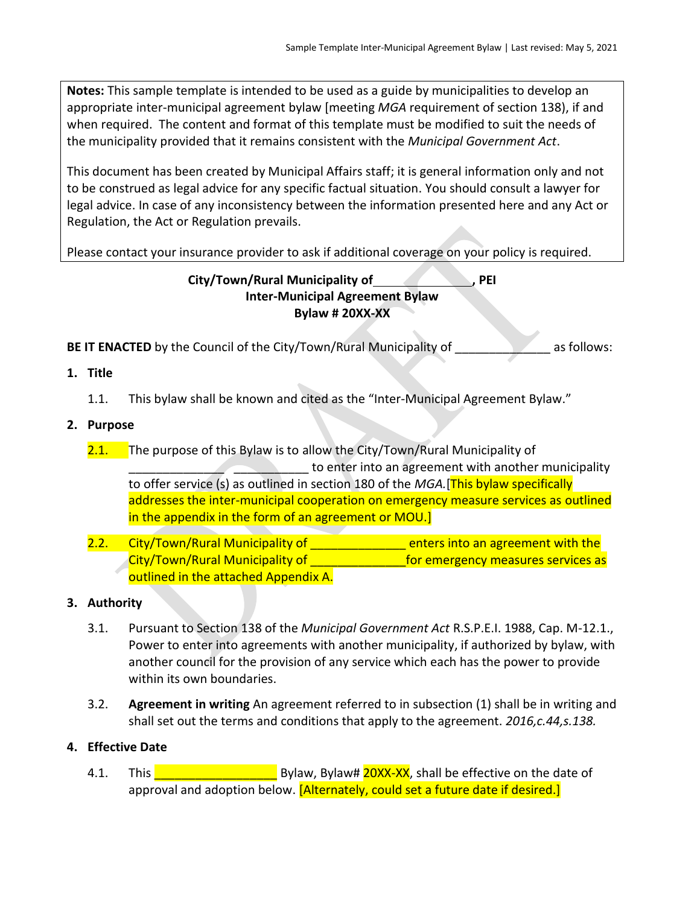**Notes:** This sample template is intended to be used as a guide by municipalities to develop an appropriate inter-municipal agreement bylaw [meeting *MGA* requirement of section 138), if and when required. The content and format of this template must be modified to suit the needs of the municipality provided that it remains consistent with the *Municipal Government Act*.

This document has been created by Municipal Affairs staff; it is general information only and not to be construed as legal advice for any specific factual situation. You should consult a lawyer for legal advice. In case of any inconsistency between the information presented here and any Act or Regulation, the Act or Regulation prevails.

Please contact your insurance provider to ask if additional coverage on your policy is required.

**City/Town/Rural Municipality of_______________, PEI**
**Inter-Municipal Agreement Bylaw**
**Bylaw # 20XX-XX**

**BE IT ENACTED** by the Council of the City/Town/Rural Municipality of ______________ as follows:

**1. Title**

1.1. This bylaw shall be known and cited as the "Inter-Municipal Agreement Bylaw."

**2. Purpose**

2.1. The purpose of this Bylaw is to allow the City/Town/Rural Municipality of ______________ ___________ to enter into an agreement with another municipality to offer service (s) as outlined in section 180 of the *MGA.*[This bylaw specifically addresses the inter-municipal cooperation on emergency measure services as outlined in the appendix in the form of an agreement or MOU.]

2.2. City/Town/Rural Municipality of ______________ enters into an agreement with the City/Town/Rural Municipality of ______________for emergency measures services as outlined in the attached Appendix A.

**3. Authority**

3.1. Pursuant to Section 138 of the *Municipal Government Act* R.S.P.E.I. 1988, Cap. M-12.1., Power to enter into agreements with another municipality, if authorized by bylaw, with another council for the provision of any service which each has the power to provide within its own boundaries.

3.2. **Agreement in writing** An agreement referred to in subsection (1) shall be in writing and shall set out the terms and conditions that apply to the agreement. *2016,c.44,s.138.*

**4. Effective Date**

4.1. This __________________ Bylaw, Bylaw# 20XX-XX, shall be effective on the date of approval and adoption below. [Alternately, could set a future date if desired.]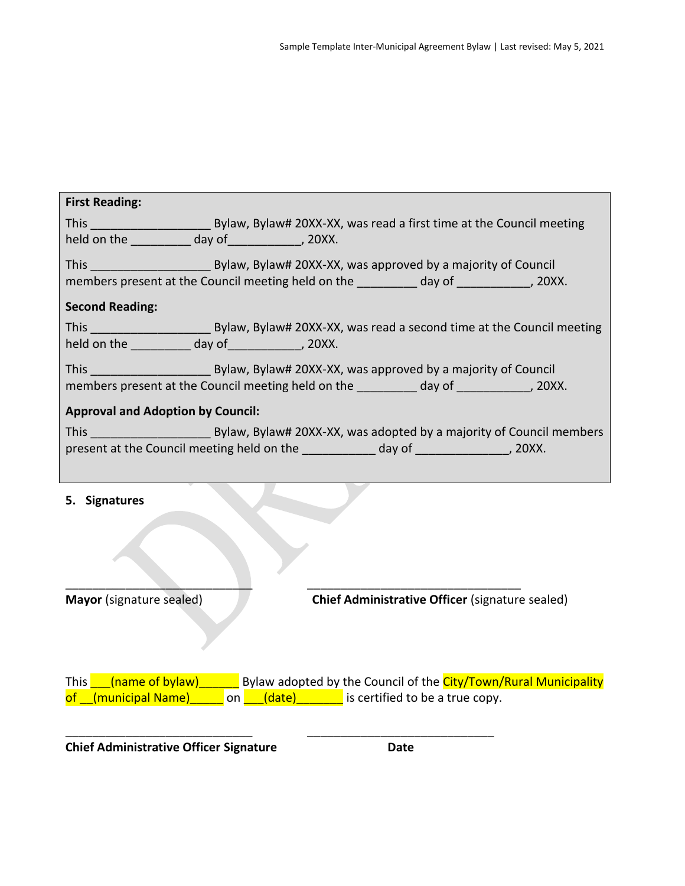**First Reading:**

This __________________ Bylaw, Bylaw# 20XX-XX, was read a first time at the Council meeting held on the _________ day of___________, 20XX.

This __________________ Bylaw, Bylaw# 20XX-XX, was approved by a majority of Council members present at the Council meeting held on the _________ day of ___________, 20XX.

**Second Reading:**

This __________________ Bylaw, Bylaw# 20XX-XX, was read a second time at the Council meeting held on the _________ day of___________, 20XX.

This __________________ Bylaw, Bylaw# 20XX-XX, was approved by a majority of Council members present at the Council meeting held on the _________ day of ___________, 20XX.

**Approval and Adoption by Council:**

This __________________ Bylaw, Bylaw# 20XX-XX, was adopted by a majority of Council members present at the Council meeting held on the ___________ day of ______________, 20XX.

## 5. Signatures

_____________________________ _________________________________

**Mayor** (signature sealed) **Chief Administrative Officer** (signature sealed)

This ___(name of bylaw)______ Bylaw adopted by the Council of the City/Town/Rural Municipality of __(municipal Name)_____ on ___(date)_______ is certified to be a true copy.

_____________________________ _____________________________

**Chief Administrative Officer Signature** **Date**